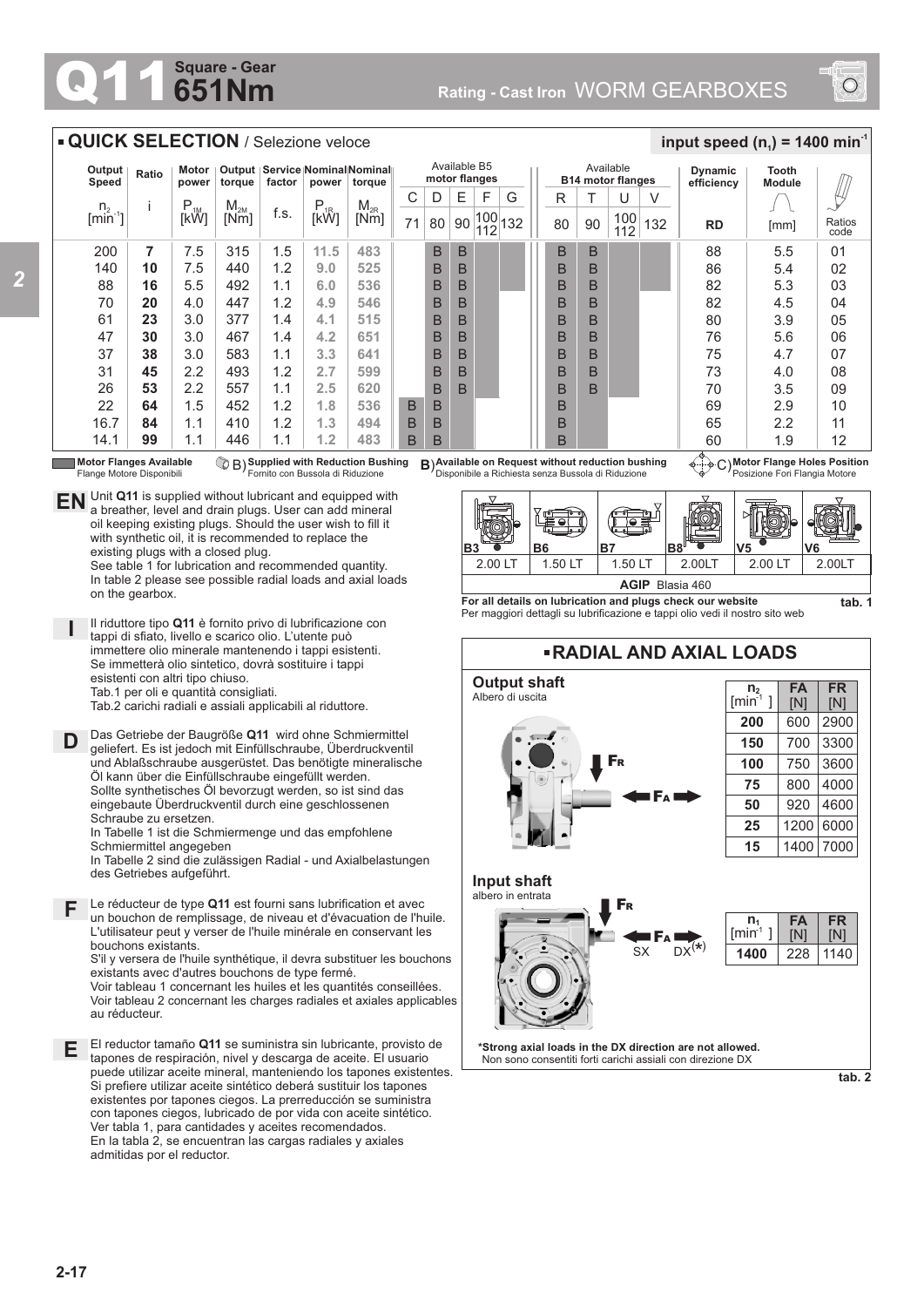# Q11 Square - Gear 651Nm

Rating - Cast Iron WORM GEARBOXES

## QUICK SELECTION / Selezione veloce

input speed ($n_1$) = 1400 min$^{-1}$

| Output Speed $n_2$ [min$^{-1}$] | Ratio i | Motor power $P_{1M}$ [kW] | Output torque $M_{2M}$ [Nm] | Service factor f.s. | Nominal power $P_{1R}$ [kW] | Nominal torque $M_{2R}$ [Nm] | B5 C 71 | B5 D 80 | B5 E 90 | B5 F 100/112 | B5 G 132 | B14 R 80 | B14 T 90 | B14 U 100/112 | B14 V 132 | Dynamic efficiency RD | Tooth Module [mm] | Ratios code |
|---|---|---|---|---|---|---|---|---|---|---|---|---|---|---|---|---|---|---|
| 200 | **7** | 7.5 | 315 | 1.5 | 11.5 | 483 | | B | B | | | B | B | | | 88 | 5.5 | 01 |
| 140 | **10** | 7.5 | 440 | 1.2 | 9.0 | 525 | | B | B | | | B | B | | | 86 | 5.4 | 02 |
| 88 | **16** | 5.5 | 492 | 1.1 | 6.0 | 536 | | B | B | | | B | B | | | 82 | 5.3 | 03 |
| 70 | **20** | 4.0 | 447 | 1.2 | 4.9 | 546 | | B | B | | | B | B | | | 82 | 4.5 | 04 |
| 61 | **23** | 3.0 | 377 | 1.4 | 4.1 | 515 | | B | B | | | B | B | | | 80 | 3.9 | 05 |
| 47 | **30** | 3.0 | 467 | 1.4 | 4.2 | 651 | | B | B | | | B | B | | | 76 | 5.6 | 06 |
| 37 | **38** | 3.0 | 583 | 1.1 | 3.3 | 641 | | B | B | | | B | B | | | 75 | 4.7 | 07 |
| 31 | **45** | 2.2 | 493 | 1.2 | 2.7 | 599 | | B | B | | | B | B | | | 73 | 4.0 | 08 |
| 26 | **53** | 2.2 | 557 | 1.1 | 2.5 | 620 | | B | B | | | B | B | | | 70 | 3.5 | 09 |
| 22 | **64** | 1.5 | 452 | 1.2 | 1.8 | 536 | B | B | | | | B | | | | 69 | 2.9 | 10 |
| 16.7 | **84** | 1.1 | 410 | 1.2 | 1.3 | 494 | B | B | | | | B | | | | 65 | 2.2 | 11 |
| 14.1 | **99** | 1.1 | 446 | 1.1 | 1.2 | 483 | B | B | | | | B | | | | 60 | 1.9 | 12 |

**Motor Flanges Available** / Flange Motore Disponibili — B) **Supplied with Reduction Bushing** / Fornito con Bussola di Riduzione — B) **Available on Request without reduction bushing** / Disponibile a Richiesta senza Bussola di Riduzione — C) **Motor Flange Holes Position** / Posizione Fori Flangia Motore

**EN** Unit **Q11** is supplied without lubricant and equipped with a breather, level and drain plugs. User can add mineral oil keeping existing plugs. Should the user wish to fill it with synthetic oil, it is recommended to replace the existing plugs with a closed plug.
See table 1 for lubrication and recommended quantity.
In table 2 please see possible radial loads and axial loads on the gearbox.

**I** Il riduttore tipo **Q11** è fornito privo di lubrificazione con tappi di sfiato, livello e scarico olio. L'utente può immettere olio minerale mantenendo i tappi esistenti. Se immetterà olio sintetico, dovrà sostituire i tappi esistenti con altri tipo chiuso.
Tab.1 per oli e quantità consigliati.
Tab.2 carichi radiali e assiali applicabili al riduttore.

**D** Das Getriebe der Baugröße **Q11** wird ohne Schmiermittel geliefert. Es ist jedoch mit Einfüllschraube, Überdruckventil und Ablaßschraube ausgerüstet. Das benötigte mineralische Öl kann über die Einfüllschraube eingefüllt werden.
Sollte synthetisches Öl bevorzugt werden, so ist sind das eingebaute Überdruckventil durch eine geschlossenen Schraube zu ersetzen.
In Tabelle 1 ist die Schmiermenge und das empfohlene Schmiermittel angegeben
In Tabelle 2 sind die zulässigen Radial - und Axialbelastungen des Getriebes aufgeführt.

**F** Le réducteur de type **Q11** est fourni sans lubrification et avec un bouchon de remplissage, de niveau et d'évacuation de l'huile. L'utilisateur peut y verser de l'huile minérale en conservant les bouchons existants.
S'il y versera de l'huile synthétique, il devra substituer les bouchons existants avec d'autres bouchons de type fermé.
Voir tableau 1 concernant les huiles et les quantités conseillées.
Voir tableau 2 concernant les charges radiales et axiales applicables au réducteur.

**E** El reductor tamaño **Q11** se suministra sin lubricante, provisto de tapones de respiración, nivel y descarga de aceite. El usuario puede utilizar aceite mineral, manteniendo los tapones existentes. Si prefiere utilizar aceite sintético deberá sustituir los tapones existentes por tapones ciegos. La prerreducción se suministra con tapones ciegos, lubricado de por vida con aceite sintético.
Ver tabla 1, para cantidades y aceites recomendados.
En la tabla 2, se encuentran las cargas radiales y axiales admitidas por el reductor.

| B3 | B6 | B7 | B8 | V5 | V6 |
|---|---|---|---|---|---|
| 2.00 LT | 1.50 LT | 1.50 LT | 2.00LT | 2.00 LT | 2.00LT |
| **AGIP** Blasia 460 | | | | | |

**For all details on lubrication and plugs check our website**
Per maggiori dettagli su lubrificazione e tappi olio vedi il nostro sito web

**tab. 1**

## RADIAL AND AXIAL LOADS

**Output shaft**
Albero di uscita

| $n_2$ [min$^{-1}$] | FA [N] | FR [N] |
|---|---|---|
| **200** | 600 | 2900 |
| **150** | 700 | 3300 |
| **100** | 750 | 3600 |
| **75** | 800 | 4000 |
| **50** | 920 | 4600 |
| **25** | 1200 | 6000 |
| **15** | 1400 | 7000 |

**Input shaft**
albero in entrata

FR, FA, SX, DX(*)

| $n_1$ [min$^{-1}$] | FA [N] | FR [N] |
|---|---|---|
| **1400** | 228 | 1140 |

***Strong axial loads in the DX direction are not allowed.**
Non sono consentiti forti carichi assiali con direzione DX

**tab. 2**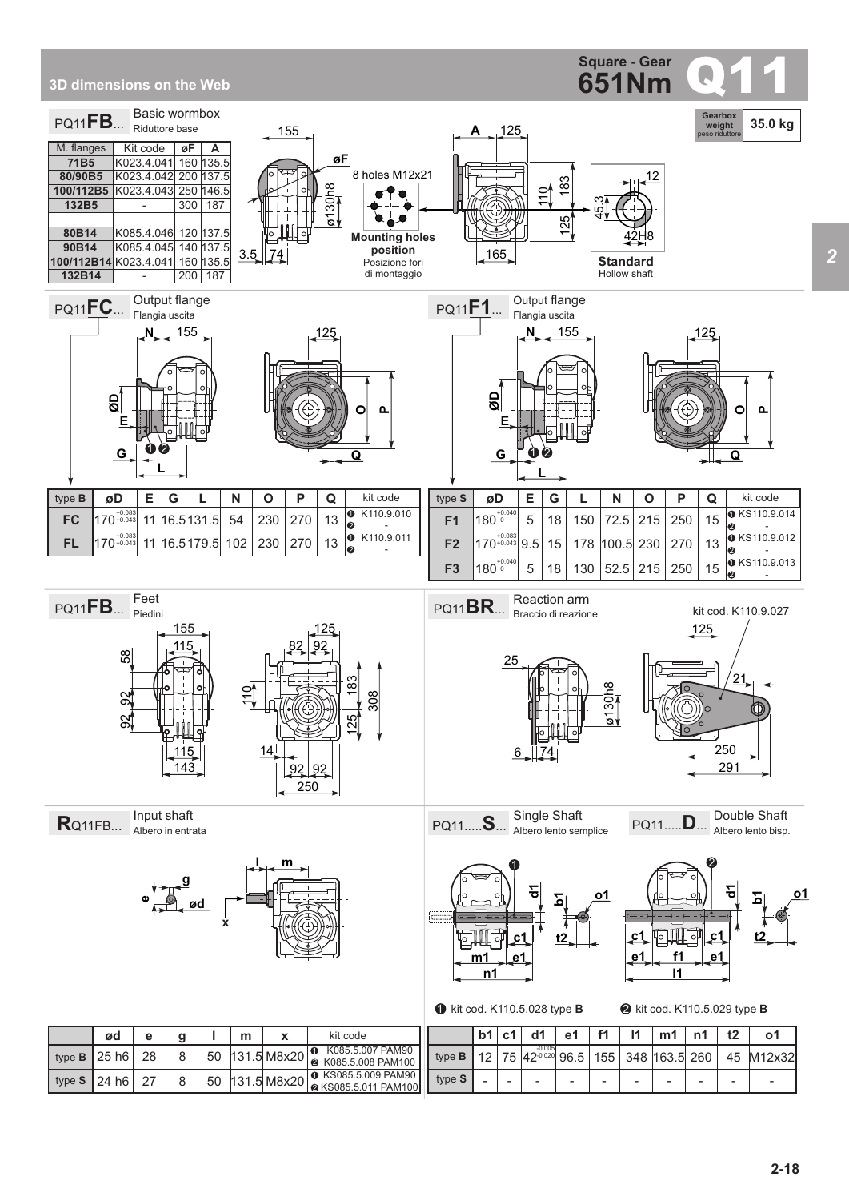3D dimensions on the Web

# Square - Gear 651Nm Q11

**Gearbox weight** peso riduttore **35.0 kg**

## PQ11FB... Basic wormbox
Riduttore base

| M. flanges | Kit code | øF | A |
|---|---|---|---|
| 71B5 | K023.4.041 | 160 | 135.5 |
| 80/90B5 | K023.4.042 | 200 | 137.5 |
| 100/112B5 | K023.4.043 | 250 | 146.5 |
| 132B5 | - | 300 | 187 |
| | | | |
| 80B14 | K085.4.046 | 120 | 137.5 |
| 90B14 | K085.4.045 | 140 | 137.5 |
| 100/112B14 | K023.4.041 | 160 | 135.5 |
| 132B14 | - | 200 | 187 |

155
øF
ø130h8
3.5
74
8 holes M12x21
**Mounting holes position**
Posizione fori di montaggio
A
125
110
183
125
165
45.3
12
42H8
**Standard**
Hollow shaft

## PQ11FC... Output flange
Flangia uscita

N 155 125 ØD E G L O P Q

| type B | øD | E | G | L | N | O | P | Q | kit code |
|---|---|---|---|---|---|---|---|---|---|
| FC | $170^{+0.083}_{+0.043}$ | 11 | 16.5 | 131.5 | 54 | 230 | 270 | 13 | ❶ K110.9.010 ❷ - |
| FL | $170^{+0.083}_{+0.043}$ | 11 | 16.5 | 179.5 | 102 | 230 | 270 | 13 | ❶ K110.9.011 ❷ - |

## PQ11F1... Output flange
Flangia uscita

N 155 125 ØD E G L O P Q

| type S | øD | E | G | L | N | O | P | Q | kit code |
|---|---|---|---|---|---|---|---|---|---|
| F1 | $180^{+0.040}_{0}$ | 5 | 18 | 150 | 72.5 | 215 | 250 | 15 | ❶ KS110.9.014 ❷ - |
| F2 | $170^{+0.083}_{+0.043}$ | 9.5 | 15 | 178 | 100.5 | 230 | 270 | 13 | ❶ KS110.9.012 ❷ - |
| F3 | $180^{+0.040}_{0}$ | 5 | 18 | 130 | 52.5 | 215 | 250 | 15 | ❶ KS110.9.013 ❷ - |

## PQ11FB... Feet
Piedini

155
115
58
92
92
115
143
82
92
125
110
183
125
308
14
92
92
250

## PQ11BR... Reaction arm
Braccio di reazione

kit cod. K110.9.027
125
25
ø130h8
6
74
21
250
291

## RQ11FB... Input shaft
Albero in entrata

e g ød l m x

| | ød | e | g | l | m | x | kit code |
|---|---|---|---|---|---|---|---|
| type B | 25 h6 | 28 | 8 | 50 | 131.5 | M8x20 | ❶ K085.5.007 PAM90 ❷ K085.5.008 PAM100 |
| type S | 24 h6 | 27 | 8 | 50 | 131.5 | M8x20 | ❶ KS085.5.009 PAM90 ❷ KS085.5.011 PAM100 |

## PQ11.....S... Single Shaft
Albero lento semplice

## PQ11.....D... Double Shaft
Albero lento bisp.

❶ kit cod. K110.5.028 type **B**   ❷ kit cod. K110.5.029 type **B**

| | b1 | c1 | d1 | e1 | f1 | l1 | m1 | n1 | t2 | o1 |
|---|---|---|---|---|---|---|---|---|---|---|
| type B | 12 | 75 | $42^{-0.005}_{-0.020}$ | 96.5 | 155 | 348 | 163.5 | 260 | 45 | M12x32 |
| type S | - | - | - | - | - | - | - | - | - | - |